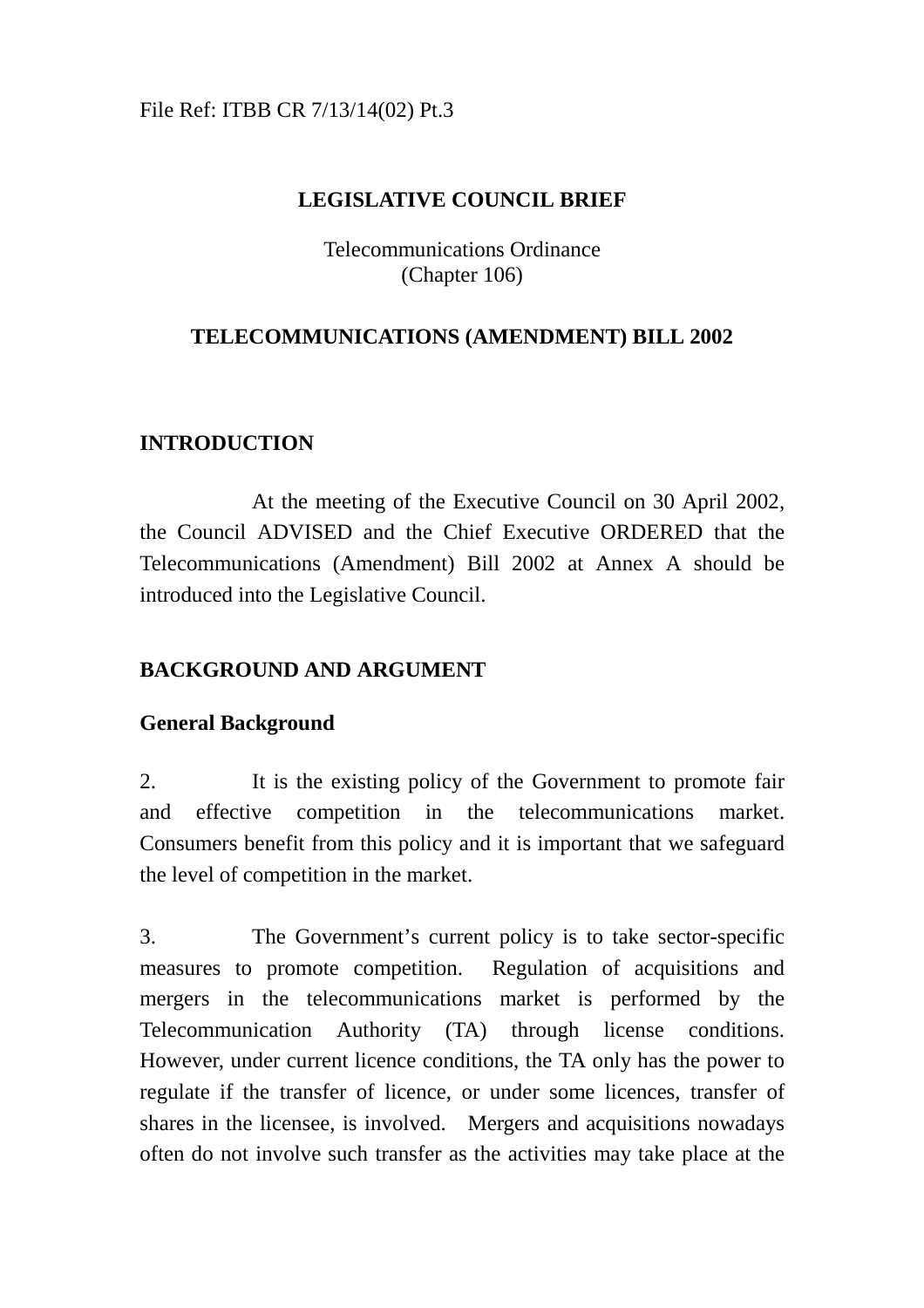File Ref: ITBB CR 7/13/14(02) Pt.3

# LEGISLATIVE COUNCIL BRIEF

Telecommunications Ordinance
(Chapter 106)

## TELECOMMUNICATIONS (AMENDMENT) BILL 2002

## INTRODUCTION

At the meeting of the Executive Council on 30 April 2002, the Council ADVISED and the Chief Executive ORDERED that the Telecommunications (Amendment) Bill 2002 at Annex A should be introduced into the Legislative Council.

## BACKGROUND AND ARGUMENT

### General Background

2. It is the existing policy of the Government to promote fair and effective competition in the telecommunications market. Consumers benefit from this policy and it is important that we safeguard the level of competition in the market.

3. The Government's current policy is to take sector-specific measures to promote competition. Regulation of acquisitions and mergers in the telecommunications market is performed by the Telecommunication Authority (TA) through license conditions. However, under current licence conditions, the TA only has the power to regulate if the transfer of licence, or under some licences, transfer of shares in the licensee, is involved. Mergers and acquisitions nowadays often do not involve such transfer as the activities may take place at the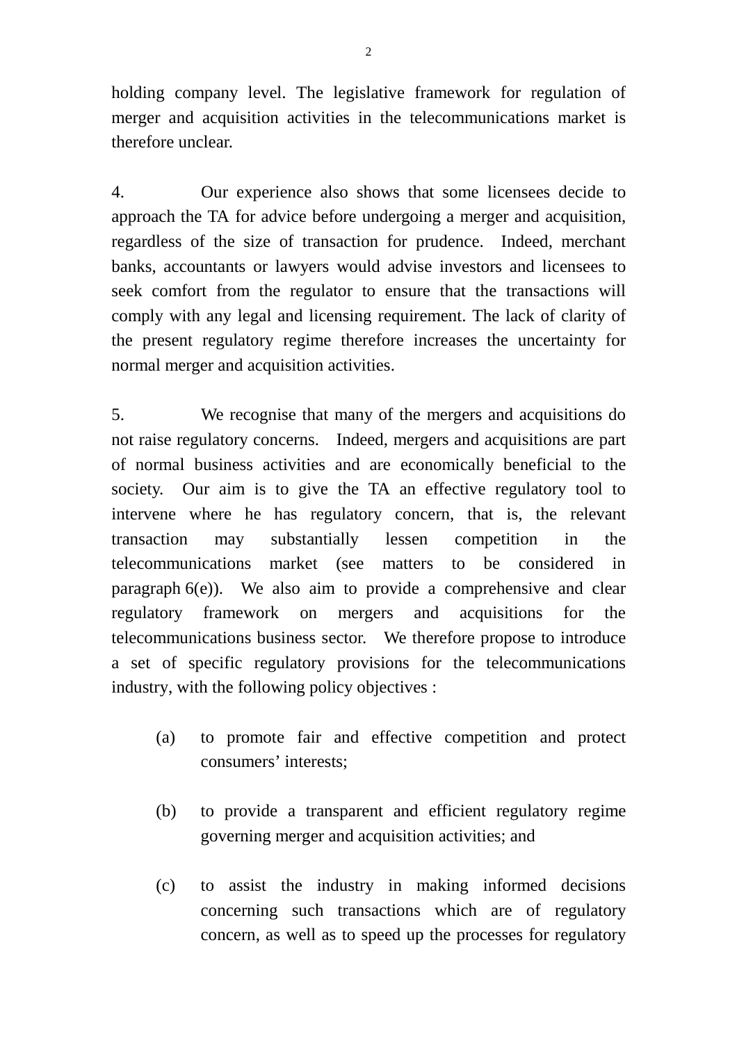holding company level. The legislative framework for regulation of merger and acquisition activities in the telecommunications market is therefore unclear.

4. Our experience also shows that some licensees decide to approach the TA for advice before undergoing a merger and acquisition, regardless of the size of transaction for prudence. Indeed, merchant banks, accountants or lawyers would advise investors and licensees to seek comfort from the regulator to ensure that the transactions will comply with any legal and licensing requirement. The lack of clarity of the present regulatory regime therefore increases the uncertainty for normal merger and acquisition activities.

5. We recognise that many of the mergers and acquisitions do not raise regulatory concerns. Indeed, mergers and acquisitions are part of normal business activities and are economically beneficial to the society. Our aim is to give the TA an effective regulatory tool to intervene where he has regulatory concern, that is, the relevant transaction may substantially lessen competition in the telecommunications market (see matters to be considered in paragraph 6(e)). We also aim to provide a comprehensive and clear regulatory framework on mergers and acquisitions for the telecommunications business sector. We therefore propose to introduce a set of specific regulatory provisions for the telecommunications industry, with the following policy objectives :

(a) to promote fair and effective competition and protect consumers' interests;

(b) to provide a transparent and efficient regulatory regime governing merger and acquisition activities; and

(c) to assist the industry in making informed decisions concerning such transactions which are of regulatory concern, as well as to speed up the processes for regulatory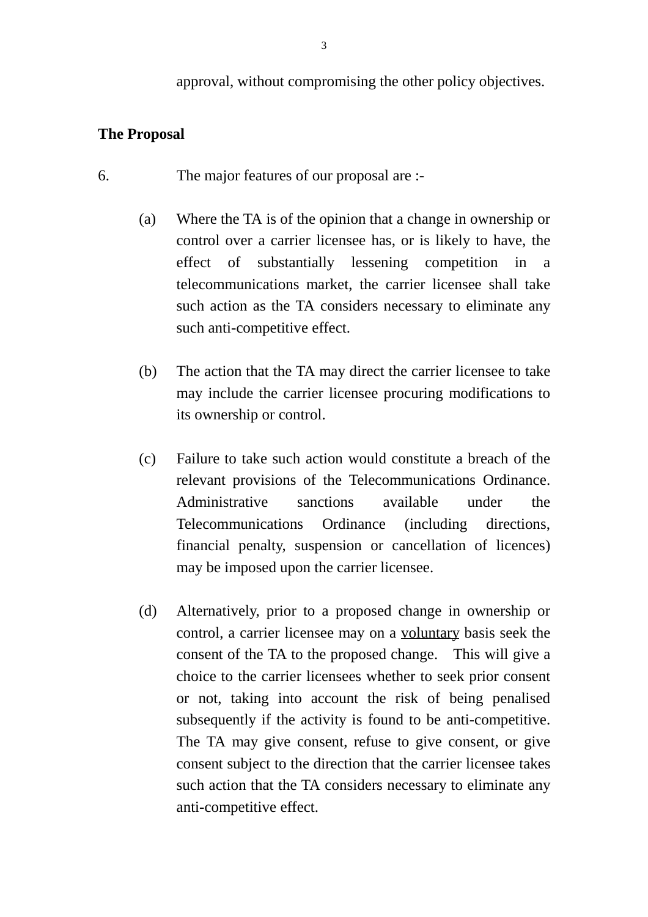approval, without compromising the other policy objectives.

**The Proposal**

6. The major features of our proposal are :-

(a) Where the TA is of the opinion that a change in ownership or control over a carrier licensee has, or is likely to have, the effect of substantially lessening competition in a telecommunications market, the carrier licensee shall take such action as the TA considers necessary to eliminate any such anti-competitive effect.

(b) The action that the TA may direct the carrier licensee to take may include the carrier licensee procuring modifications to its ownership or control.

(c) Failure to take such action would constitute a breach of the relevant provisions of the Telecommunications Ordinance. Administrative sanctions available under the Telecommunications Ordinance (including directions, financial penalty, suspension or cancellation of licences) may be imposed upon the carrier licensee.

(d) Alternatively, prior to a proposed change in ownership or control, a carrier licensee may on a <u>voluntary</u> basis seek the consent of the TA to the proposed change. This will give a choice to the carrier licensees whether to seek prior consent or not, taking into account the risk of being penalised subsequently if the activity is found to be anti-competitive. The TA may give consent, refuse to give consent, or give consent subject to the direction that the carrier licensee takes such action that the TA considers necessary to eliminate any anti-competitive effect.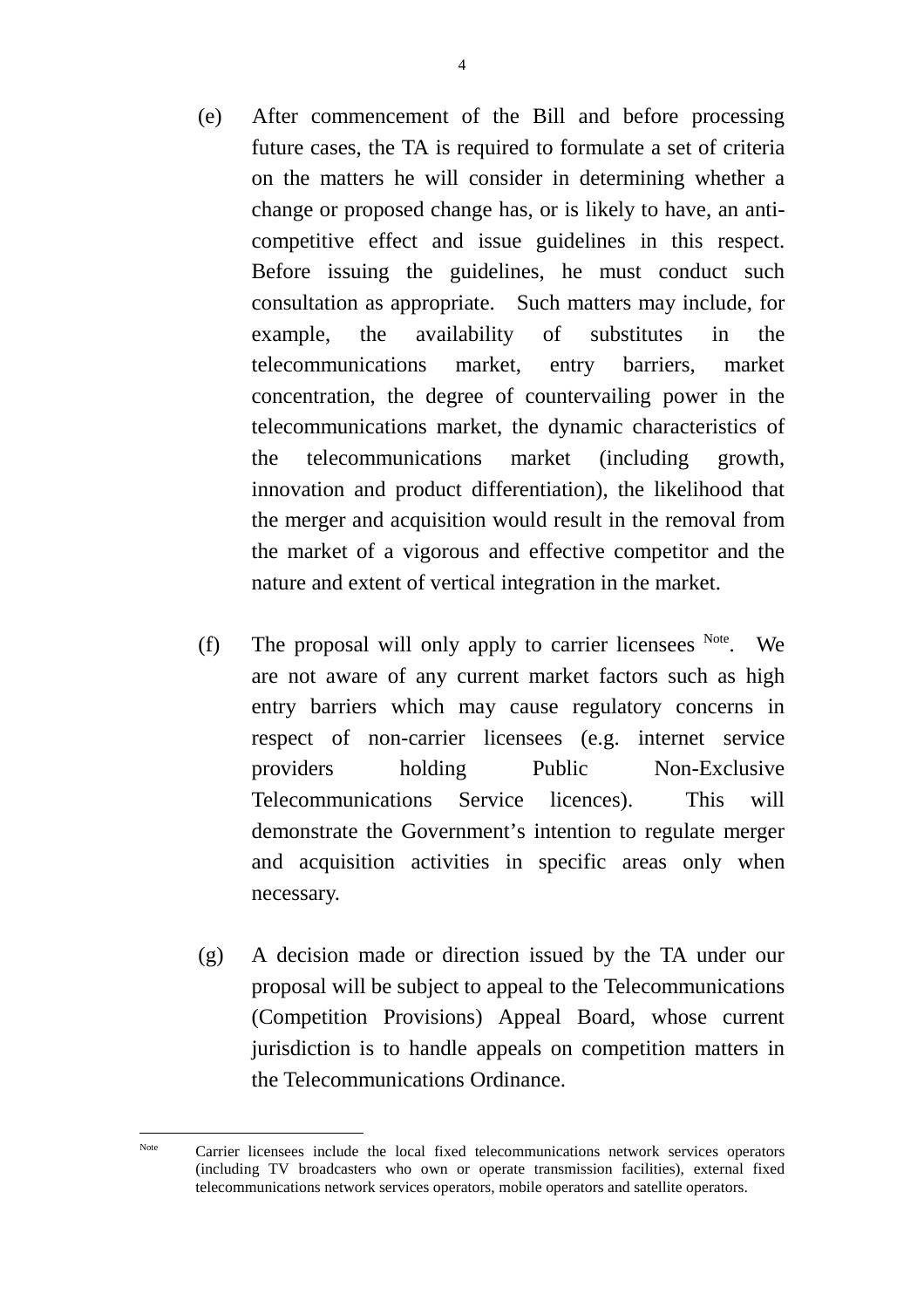(e) After commencement of the Bill and before processing future cases, the TA is required to formulate a set of criteria on the matters he will consider in determining whether a change or proposed change has, or is likely to have, an anti-competitive effect and issue guidelines in this respect. Before issuing the guidelines, he must conduct such consultation as appropriate. Such matters may include, for example, the availability of substitutes in the telecommunications market, entry barriers, market concentration, the degree of countervailing power in the telecommunications market, the dynamic characteristics of the telecommunications market (including growth, innovation and product differentiation), the likelihood that the merger and acquisition would result in the removal from the market of a vigorous and effective competitor and the nature and extent of vertical integration in the market.

(f) The proposal will only apply to carrier licensees [Note]. We are not aware of any current market factors such as high entry barriers which may cause regulatory concerns in respect of non-carrier licensees (e.g. internet service providers holding Public Non-Exclusive Telecommunications Service licences). This will demonstrate the Government's intention to regulate merger and acquisition activities in specific areas only when necessary.

(g) A decision made or direction issued by the TA under our proposal will be subject to appeal to the Telecommunications (Competition Provisions) Appeal Board, whose current jurisdiction is to handle appeals on competition matters in the Telecommunications Ordinance.

---

[Note] Carrier licensees include the local fixed telecommunications network services operators (including TV broadcasters who own or operate transmission facilities), external fixed telecommunications network services operators, mobile operators and satellite operators.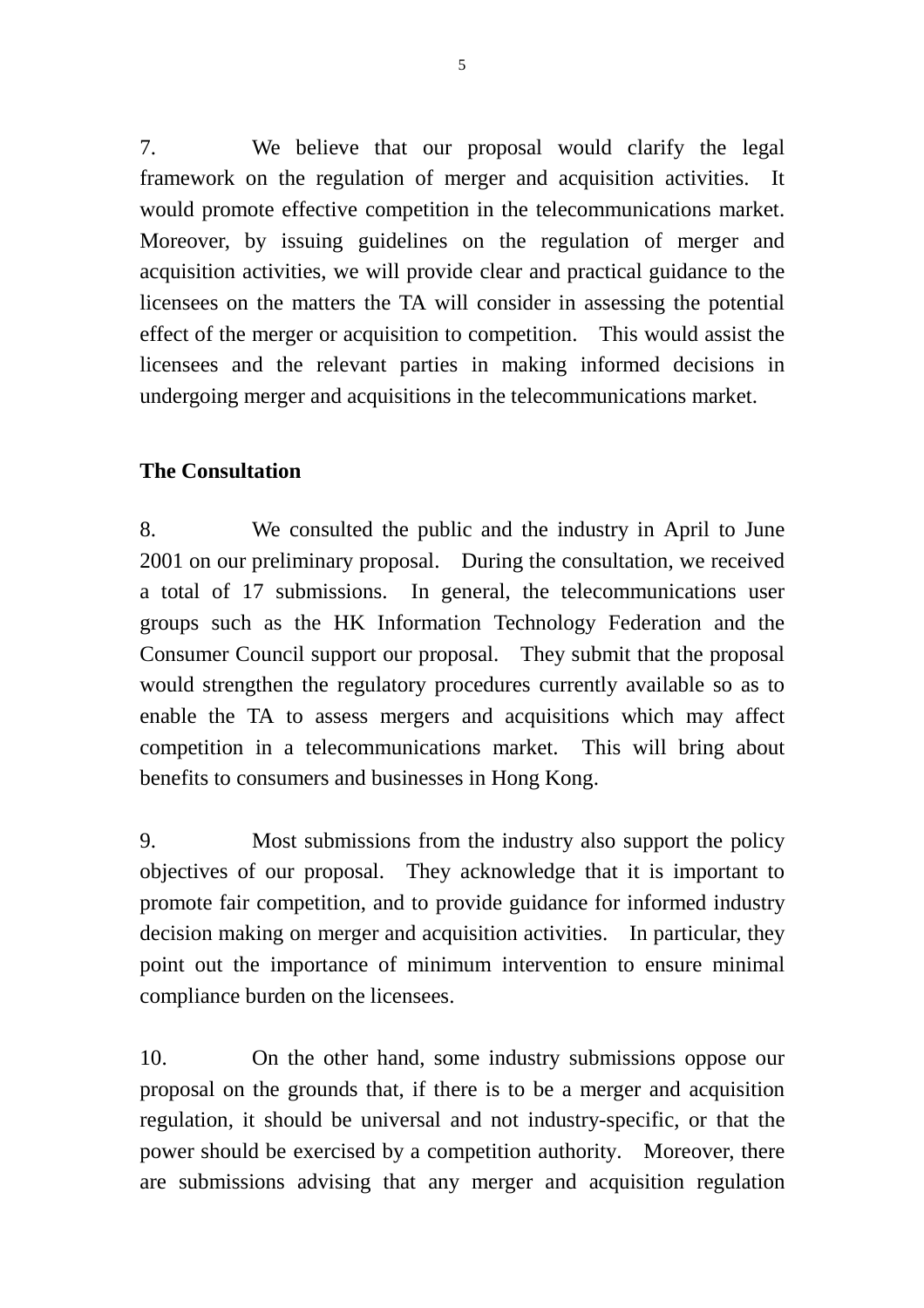7. We believe that our proposal would clarify the legal framework on the regulation of merger and acquisition activities. It would promote effective competition in the telecommunications market. Moreover, by issuing guidelines on the regulation of merger and acquisition activities, we will provide clear and practical guidance to the licensees on the matters the TA will consider in assessing the potential effect of the merger or acquisition to competition. This would assist the licensees and the relevant parties in making informed decisions in undergoing merger and acquisitions in the telecommunications market.

**The Consultation**

8. We consulted the public and the industry in April to June 2001 on our preliminary proposal. During the consultation, we received a total of 17 submissions. In general, the telecommunications user groups such as the HK Information Technology Federation and the Consumer Council support our proposal. They submit that the proposal would strengthen the regulatory procedures currently available so as to enable the TA to assess mergers and acquisitions which may affect competition in a telecommunications market. This will bring about benefits to consumers and businesses in Hong Kong.

9. Most submissions from the industry also support the policy objectives of our proposal. They acknowledge that it is important to promote fair competition, and to provide guidance for informed industry decision making on merger and acquisition activities. In particular, they point out the importance of minimum intervention to ensure minimal compliance burden on the licensees.

10. On the other hand, some industry submissions oppose our proposal on the grounds that, if there is to be a merger and acquisition regulation, it should be universal and not industry-specific, or that the power should be exercised by a competition authority. Moreover, there are submissions advising that any merger and acquisition regulation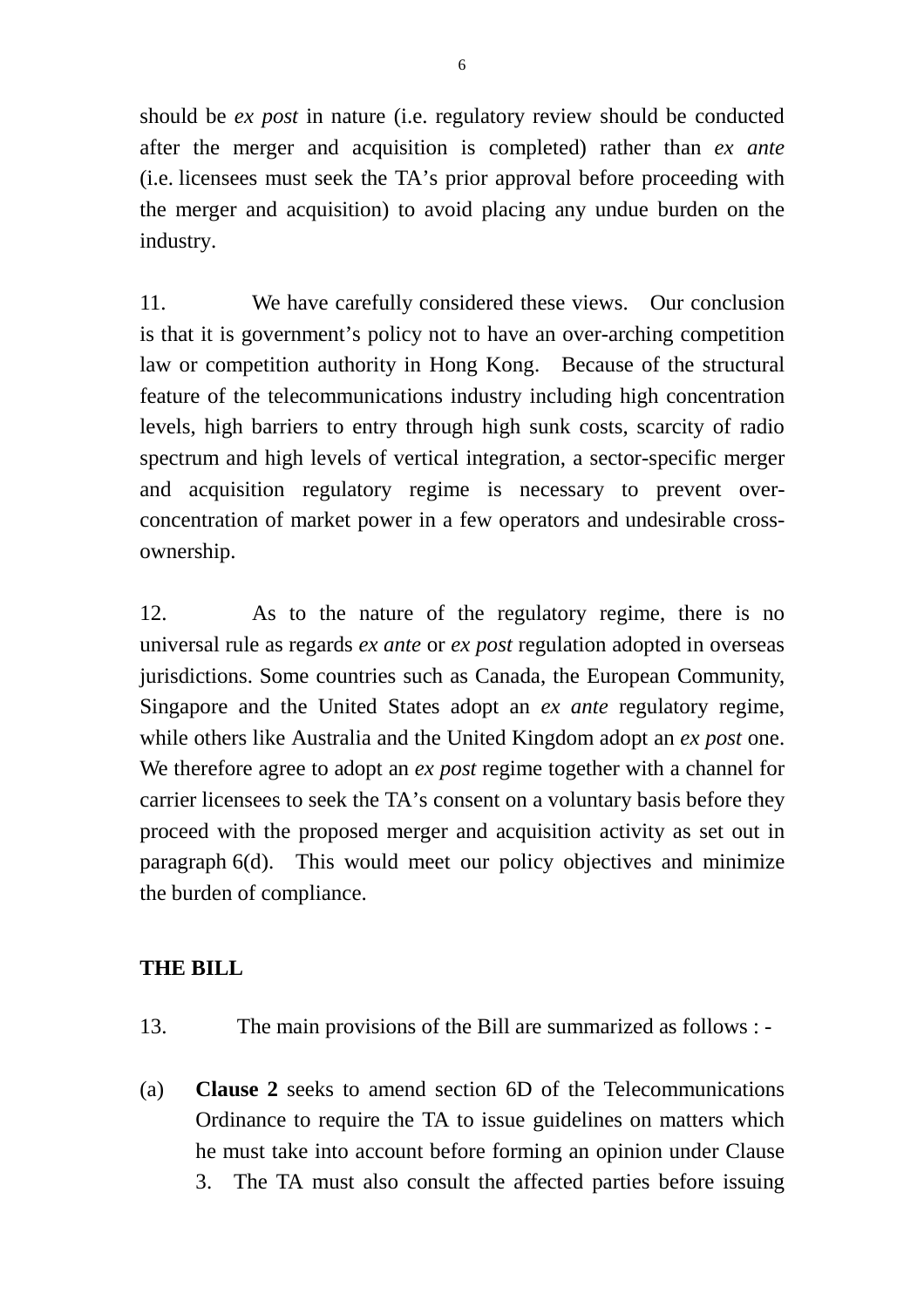should be *ex post* in nature (i.e. regulatory review should be conducted after the merger and acquisition is completed) rather than *ex ante* (i.e. licensees must seek the TA's prior approval before proceeding with the merger and acquisition) to avoid placing any undue burden on the industry.

11. We have carefully considered these views. Our conclusion is that it is government's policy not to have an over-arching competition law or competition authority in Hong Kong. Because of the structural feature of the telecommunications industry including high concentration levels, high barriers to entry through high sunk costs, scarcity of radio spectrum and high levels of vertical integration, a sector-specific merger and acquisition regulatory regime is necessary to prevent over-concentration of market power in a few operators and undesirable cross-ownership.

12. As to the nature of the regulatory regime, there is no universal rule as regards *ex ante* or *ex post* regulation adopted in overseas jurisdictions. Some countries such as Canada, the European Community, Singapore and the United States adopt an *ex ante* regulatory regime, while others like Australia and the United Kingdom adopt an *ex post* one. We therefore agree to adopt an *ex post* regime together with a channel for carrier licensees to seek the TA's consent on a voluntary basis before they proceed with the proposed merger and acquisition activity as set out in paragraph 6(d). This would meet our policy objectives and minimize the burden of compliance.

## THE BILL

13. The main provisions of the Bill are summarized as follows : -

(a) **Clause 2** seeks to amend section 6D of the Telecommunications Ordinance to require the TA to issue guidelines on matters which he must take into account before forming an opinion under Clause 3. The TA must also consult the affected parties before issuing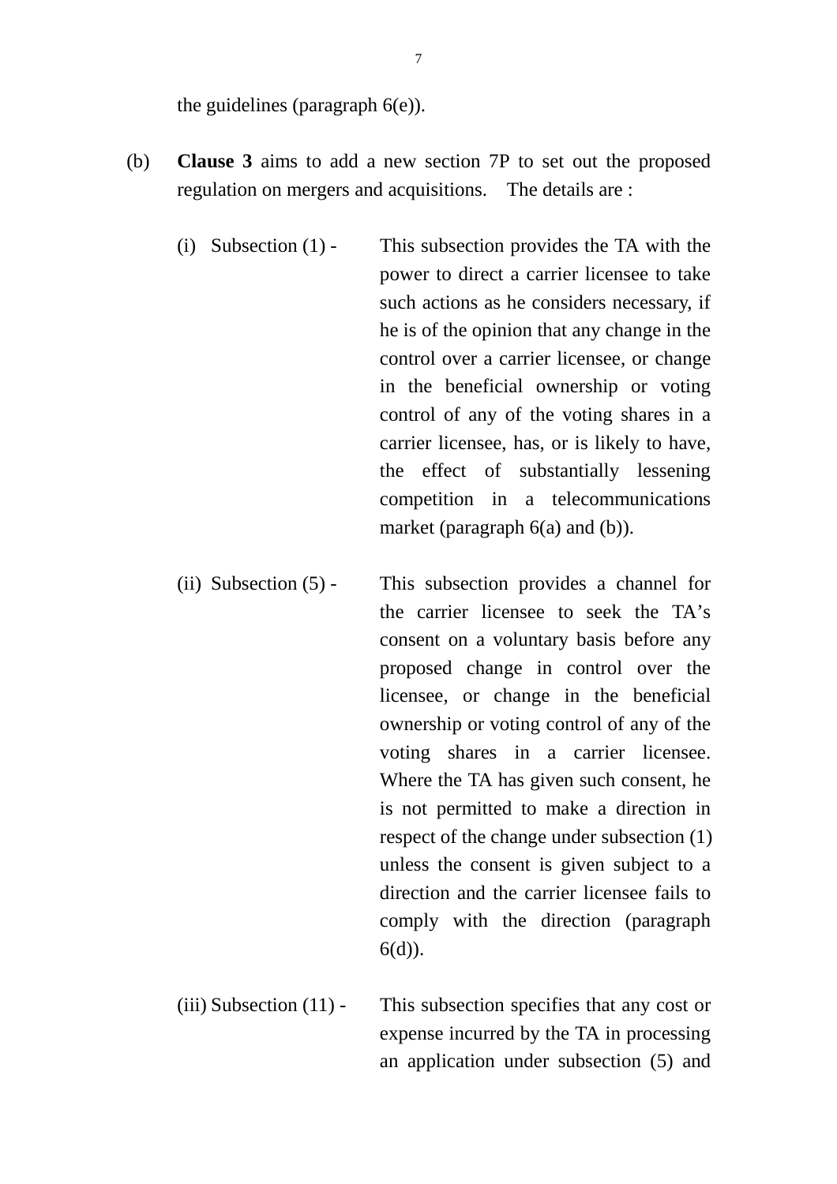the guidelines (paragraph 6(e)).

(b) **Clause 3** aims to add a new section 7P to set out the proposed regulation on mergers and acquisitions. The details are :

(i) Subsection (1) - This subsection provides the TA with the power to direct a carrier licensee to take such actions as he considers necessary, if he is of the opinion that any change in the control over a carrier licensee, or change in the beneficial ownership or voting control of any of the voting shares in a carrier licensee, has, or is likely to have, the effect of substantially lessening competition in a telecommunications market (paragraph 6(a) and (b)).

(ii) Subsection (5) - This subsection provides a channel for the carrier licensee to seek the TA's consent on a voluntary basis before any proposed change in control over the licensee, or change in the beneficial ownership or voting control of any of the voting shares in a carrier licensee. Where the TA has given such consent, he is not permitted to make a direction in respect of the change under subsection (1) unless the consent is given subject to a direction and the carrier licensee fails to comply with the direction (paragraph 6(d)).

(iii) Subsection (11) - This subsection specifies that any cost or expense incurred by the TA in processing an application under subsection (5) and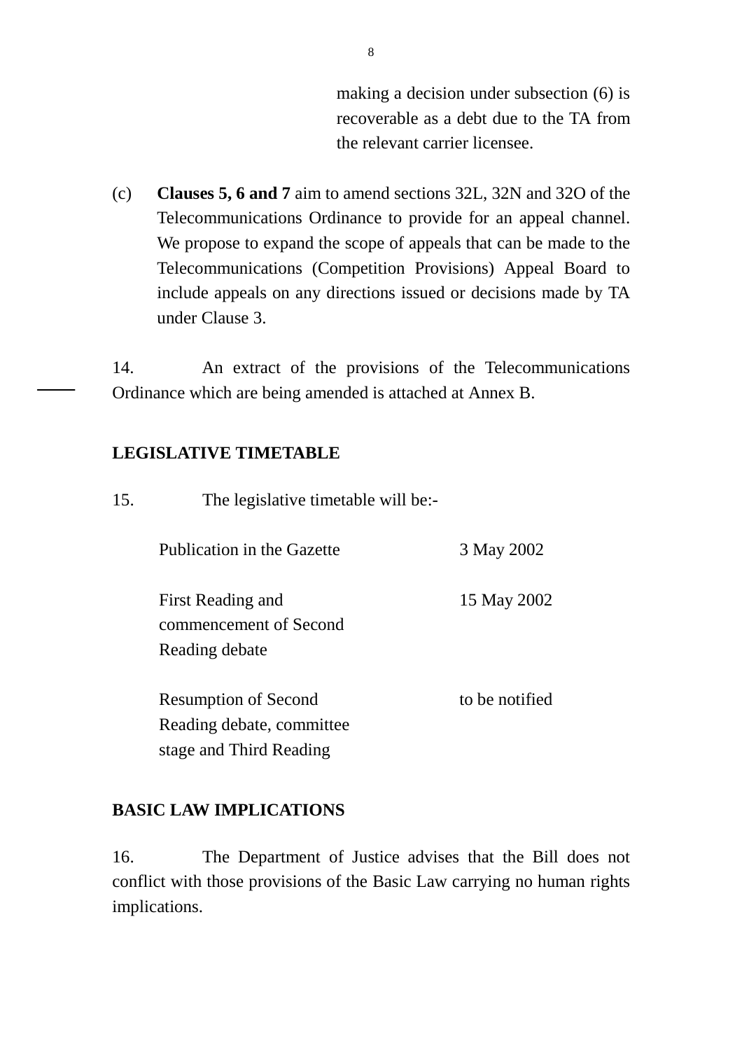making a decision under subsection (6) is recoverable as a debt due to the TA from the relevant carrier licensee.

(c) **Clauses 5, 6 and 7** aim to amend sections 32L, 32N and 32O of the Telecommunications Ordinance to provide for an appeal channel. We propose to expand the scope of appeals that can be made to the Telecommunications (Competition Provisions) Appeal Board to include appeals on any directions issued or decisions made by TA under Clause 3.

14. An extract of the provisions of the Telecommunications Ordinance which are being amended is attached at Annex B.

## LEGISLATIVE TIMETABLE

15. The legislative timetable will be:-

| | |
|---|---|
| Publication in the Gazette | 3 May 2002 |
| First Reading and commencement of Second Reading debate | 15 May 2002 |
| Resumption of Second Reading debate, committee stage and Third Reading | to be notified |

## BASIC LAW IMPLICATIONS

16. The Department of Justice advises that the Bill does not conflict with those provisions of the Basic Law carrying no human rights implications.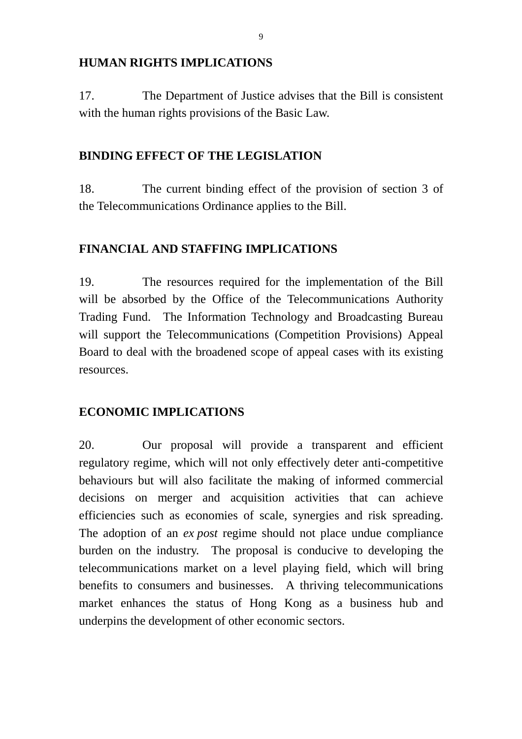## HUMAN RIGHTS IMPLICATIONS

17. The Department of Justice advises that the Bill is consistent with the human rights provisions of the Basic Law.

## BINDING EFFECT OF THE LEGISLATION

18. The current binding effect of the provision of section 3 of the Telecommunications Ordinance applies to the Bill.

## FINANCIAL AND STAFFING IMPLICATIONS

19. The resources required for the implementation of the Bill will be absorbed by the Office of the Telecommunications Authority Trading Fund. The Information Technology and Broadcasting Bureau will support the Telecommunications (Competition Provisions) Appeal Board to deal with the broadened scope of appeal cases with its existing resources.

## ECONOMIC IMPLICATIONS

20. Our proposal will provide a transparent and efficient regulatory regime, which will not only effectively deter anti-competitive behaviours but will also facilitate the making of informed commercial decisions on merger and acquisition activities that can achieve efficiencies such as economies of scale, synergies and risk spreading. The adoption of an *ex post* regime should not place undue compliance burden on the industry. The proposal is conducive to developing the telecommunications market on a level playing field, which will bring benefits to consumers and businesses. A thriving telecommunications market enhances the status of Hong Kong as a business hub and underpins the development of other economic sectors.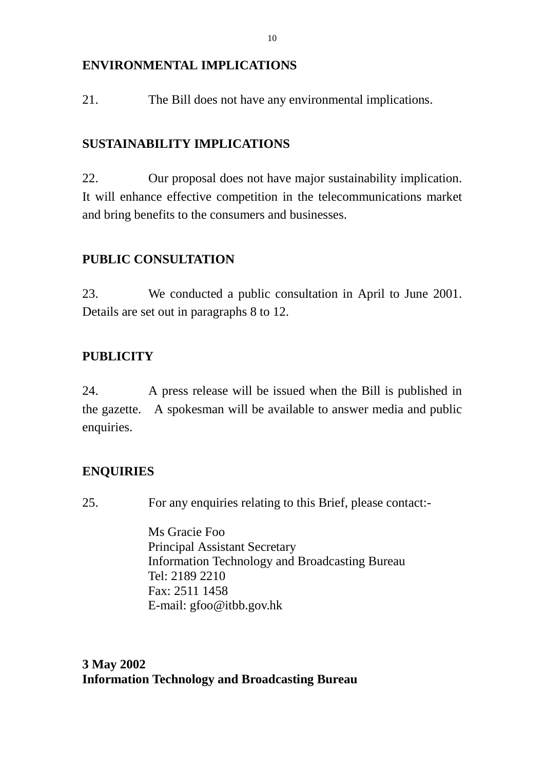**ENVIRONMENTAL IMPLICATIONS**

21. The Bill does not have any environmental implications.

**SUSTAINABILITY IMPLICATIONS**

22. Our proposal does not have major sustainability implication. It will enhance effective competition in the telecommunications market and bring benefits to the consumers and businesses.

**PUBLIC CONSULTATION**

23. We conducted a public consultation in April to June 2001. Details are set out in paragraphs 8 to 12.

**PUBLICITY**

24. A press release will be issued when the Bill is published in the gazette. A spokesman will be available to answer media and public enquiries.

**ENQUIRIES**

25. For any enquiries relating to this Brief, please contact:-

Ms Gracie Foo
Principal Assistant Secretary
Information Technology and Broadcasting Bureau
Tel: 2189 2210
Fax: 2511 1458
E-mail: gfoo@itbb.gov.hk

**3 May 2002**
**Information Technology and Broadcasting Bureau**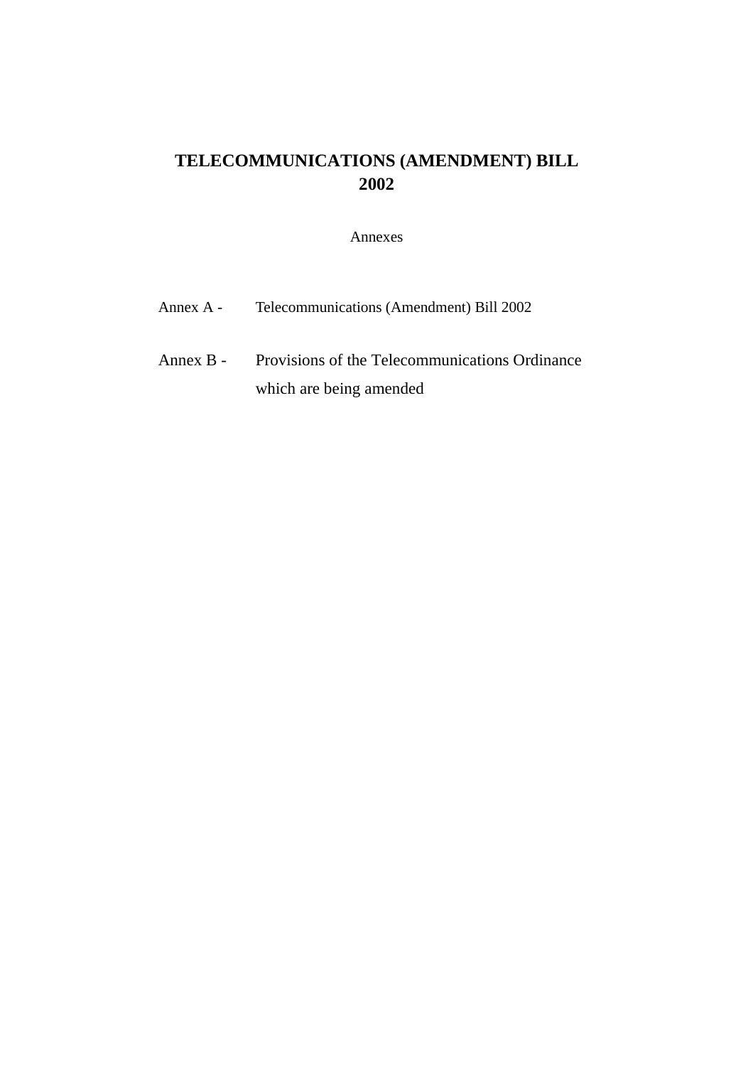# TELECOMMUNICATIONS (AMENDMENT) BILL 2002

Annexes

| | |
|---|---|
| Annex A - | Telecommunications (Amendment) Bill 2002 |
| Annex B - | Provisions of the Telecommunications Ordinance which are being amended |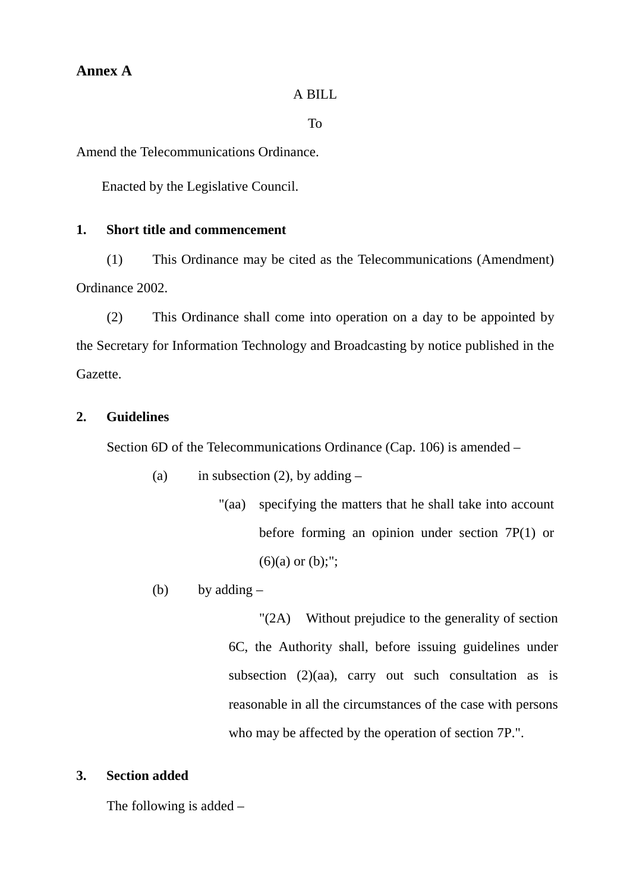**Annex A**

A BILL

To

Amend the Telecommunications Ordinance.

Enacted by the Legislative Council.

**1. Short title and commencement**

(1) This Ordinance may be cited as the Telecommunications (Amendment) Ordinance 2002.

(2) This Ordinance shall come into operation on a day to be appointed by the Secretary for Information Technology and Broadcasting by notice published in the Gazette.

**2. Guidelines**

Section 6D of the Telecommunications Ordinance (Cap. 106) is amended –

(a) in subsection (2), by adding –

"(aa) specifying the matters that he shall take into account before forming an opinion under section 7P(1) or (6)(a) or (b);";

(b) by adding –

"(2A) Without prejudice to the generality of section 6C, the Authority shall, before issuing guidelines under subsection (2)(aa), carry out such consultation as is reasonable in all the circumstances of the case with persons who may be affected by the operation of section 7P.".

**3. Section added**

The following is added –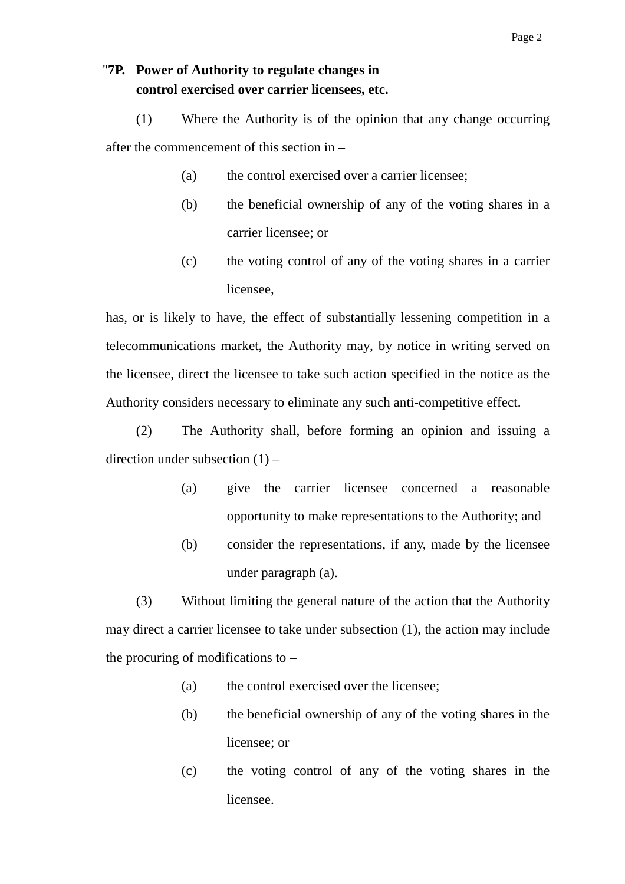"**7P. Power of Authority to regulate changes in control exercised over carrier licensees, etc.**

(1) Where the Authority is of the opinion that any change occurring after the commencement of this section in –

(a) the control exercised over a carrier licensee;

(b) the beneficial ownership of any of the voting shares in a carrier licensee; or

(c) the voting control of any of the voting shares in a carrier licensee,

has, or is likely to have, the effect of substantially lessening competition in a telecommunications market, the Authority may, by notice in writing served on the licensee, direct the licensee to take such action specified in the notice as the Authority considers necessary to eliminate any such anti-competitive effect.

(2) The Authority shall, before forming an opinion and issuing a direction under subsection (1) –

(a) give the carrier licensee concerned a reasonable opportunity to make representations to the Authority; and

(b) consider the representations, if any, made by the licensee under paragraph (a).

(3) Without limiting the general nature of the action that the Authority may direct a carrier licensee to take under subsection (1), the action may include the procuring of modifications to –

(a) the control exercised over the licensee;

(b) the beneficial ownership of any of the voting shares in the licensee; or

(c) the voting control of any of the voting shares in the licensee.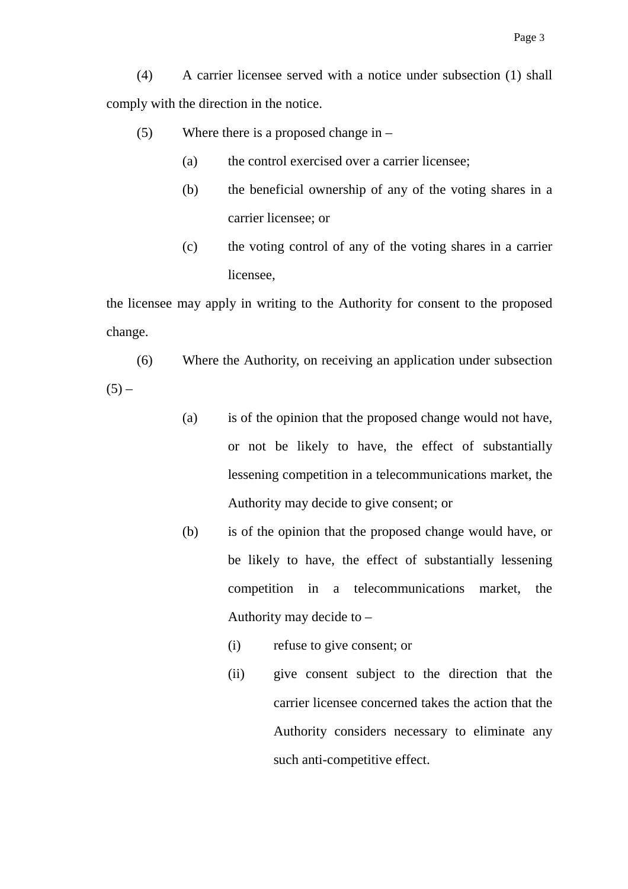(4) A carrier licensee served with a notice under subsection (1) shall comply with the direction in the notice.

(5) Where there is a proposed change in –

- (a) the control exercised over a carrier licensee;
- (b) the beneficial ownership of any of the voting shares in a carrier licensee; or
- (c) the voting control of any of the voting shares in a carrier licensee,

the licensee may apply in writing to the Authority for consent to the proposed change.

(6) Where the Authority, on receiving an application under subsection (5) –

- (a) is of the opinion that the proposed change would not have, or not be likely to have, the effect of substantially lessening competition in a telecommunications market, the Authority may decide to give consent; or
- (b) is of the opinion that the proposed change would have, or be likely to have, the effect of substantially lessening competition in a telecommunications market, the Authority may decide to –
  - (i) refuse to give consent; or
  - (ii) give consent subject to the direction that the carrier licensee concerned takes the action that the Authority considers necessary to eliminate any such anti-competitive effect.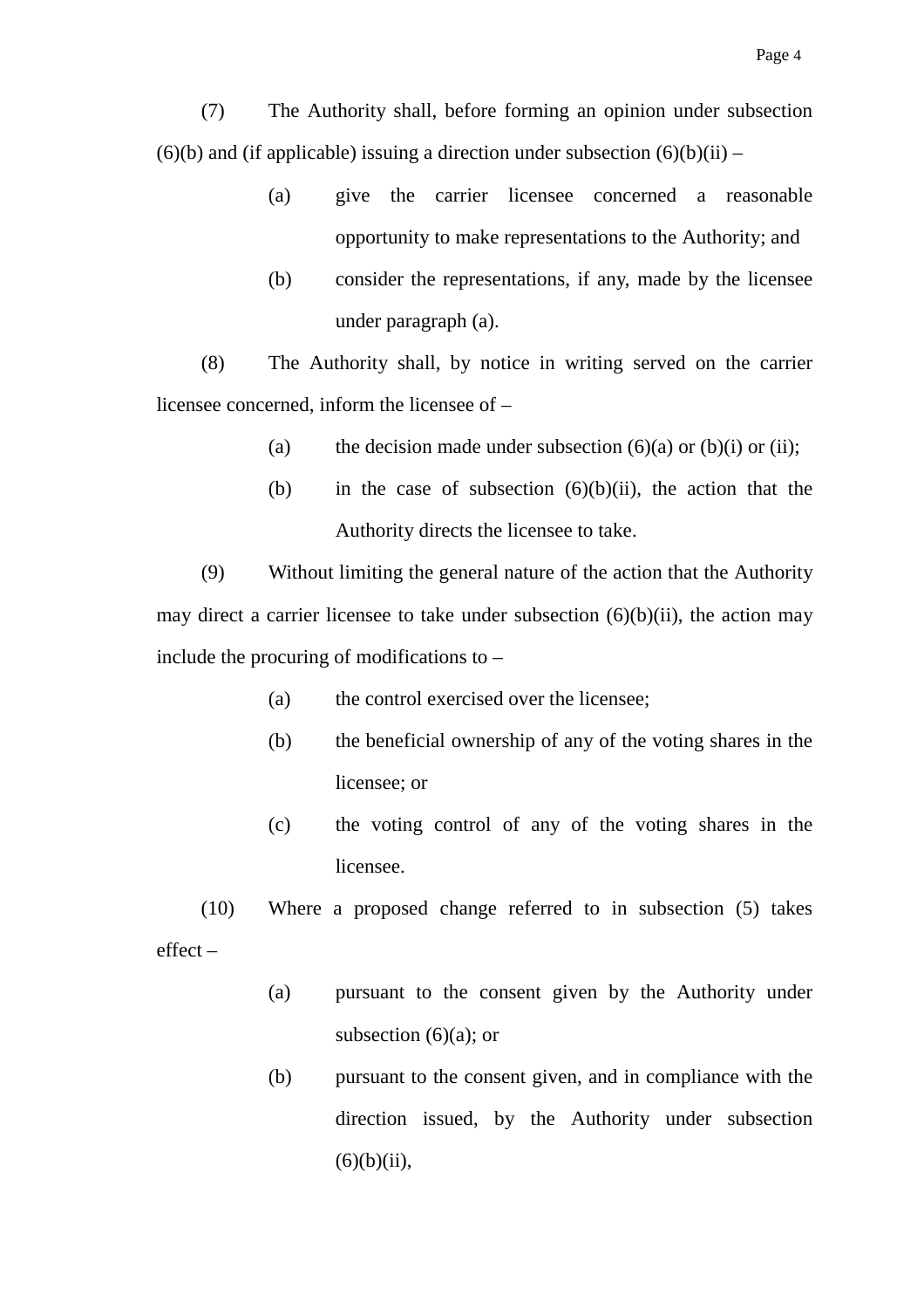(7) The Authority shall, before forming an opinion under subsection (6)(b) and (if applicable) issuing a direction under subsection (6)(b)(ii) –

(a) give the carrier licensee concerned a reasonable opportunity to make representations to the Authority; and

(b) consider the representations, if any, made by the licensee under paragraph (a).

(8) The Authority shall, by notice in writing served on the carrier licensee concerned, inform the licensee of –

(a) the decision made under subsection (6)(a) or (b)(i) or (ii);

(b) in the case of subsection (6)(b)(ii), the action that the Authority directs the licensee to take.

(9) Without limiting the general nature of the action that the Authority may direct a carrier licensee to take under subsection (6)(b)(ii), the action may include the procuring of modifications to –

(a) the control exercised over the licensee;

(b) the beneficial ownership of any of the voting shares in the licensee; or

(c) the voting control of any of the voting shares in the licensee.

(10) Where a proposed change referred to in subsection (5) takes effect –

(a) pursuant to the consent given by the Authority under subsection (6)(a); or

(b) pursuant to the consent given, and in compliance with the direction issued, by the Authority under subsection (6)(b)(ii),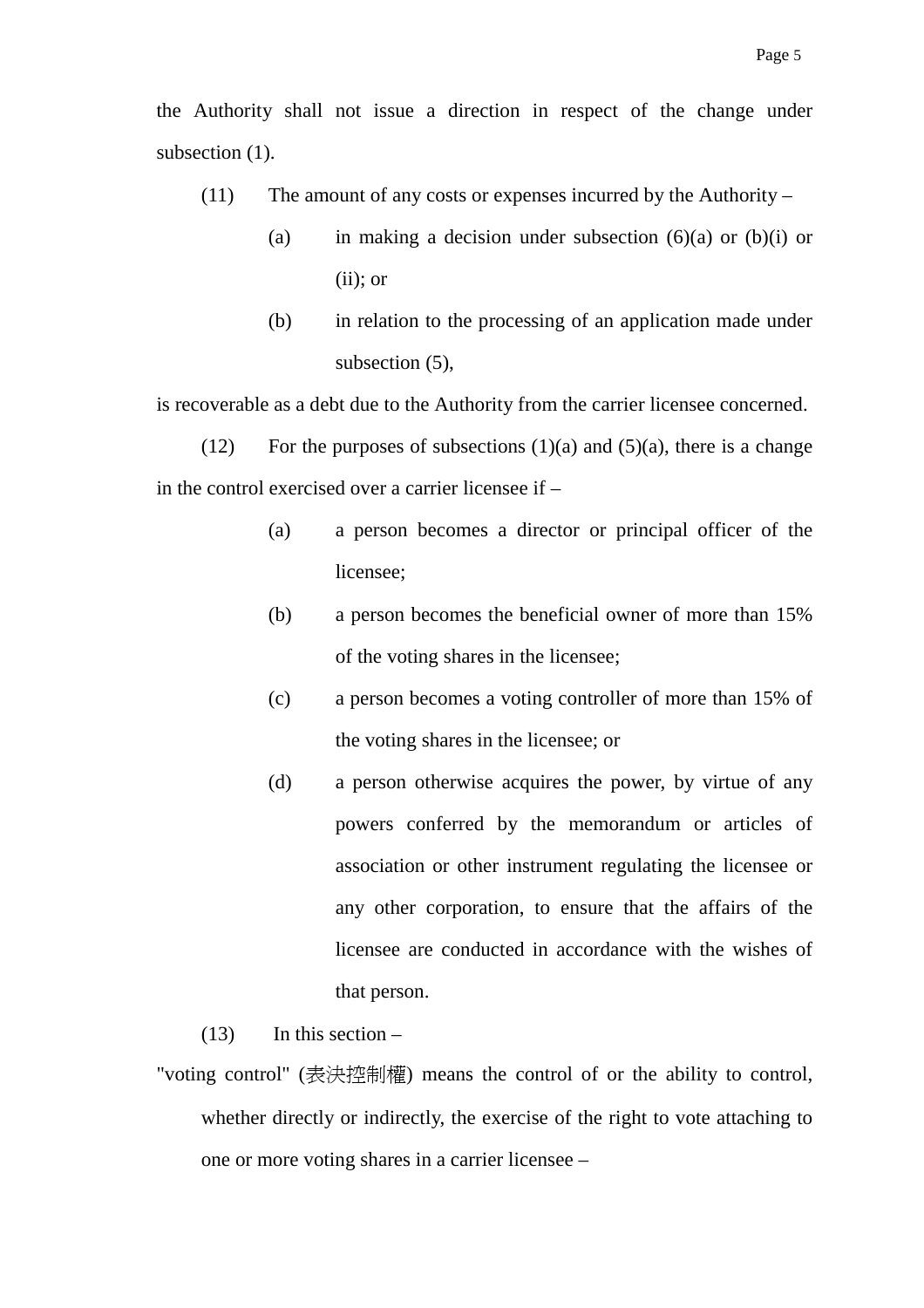the Authority shall not issue a direction in respect of the change under subsection (1).

(11) The amount of any costs or expenses incurred by the Authority –

(a) in making a decision under subsection (6)(a) or (b)(i) or (ii); or

(b) in relation to the processing of an application made under subsection (5),

is recoverable as a debt due to the Authority from the carrier licensee concerned.

(12) For the purposes of subsections (1)(a) and (5)(a), there is a change in the control exercised over a carrier licensee if –

(a) a person becomes a director or principal officer of the licensee;

(b) a person becomes the beneficial owner of more than 15% of the voting shares in the licensee;

(c) a person becomes a voting controller of more than 15% of the voting shares in the licensee; or

(d) a person otherwise acquires the power, by virtue of any powers conferred by the memorandum or articles of association or other instrument regulating the licensee or any other corporation, to ensure that the affairs of the licensee are conducted in accordance with the wishes of that person.

(13) In this section –

"voting control" (表決控制權) means the control of or the ability to control, whether directly or indirectly, the exercise of the right to vote attaching to one or more voting shares in a carrier licensee –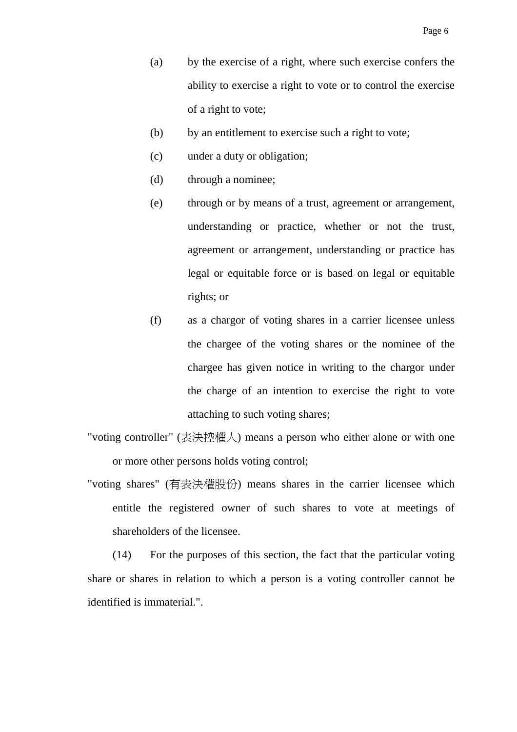(a) by the exercise of a right, where such exercise confers the ability to exercise a right to vote or to control the exercise of a right to vote;

(b) by an entitlement to exercise such a right to vote;

(c) under a duty or obligation;

(d) through a nominee;

(e) through or by means of a trust, agreement or arrangement, understanding or practice, whether or not the trust, agreement or arrangement, understanding or practice has legal or equitable force or is based on legal or equitable rights; or

(f) as a chargor of voting shares in a carrier licensee unless the chargee of the voting shares or the nominee of the chargee has given notice in writing to the chargor under the charge of an intention to exercise the right to vote attaching to such voting shares;

"voting controller" (表決控權人) means a person who either alone or with one or more other persons holds voting control;

"voting shares" (有表決權股份) means shares in the carrier licensee which entitle the registered owner of such shares to vote at meetings of shareholders of the licensee.

(14) For the purposes of this section, the fact that the particular voting share or shares in relation to which a person is a voting controller cannot be identified is immaterial.".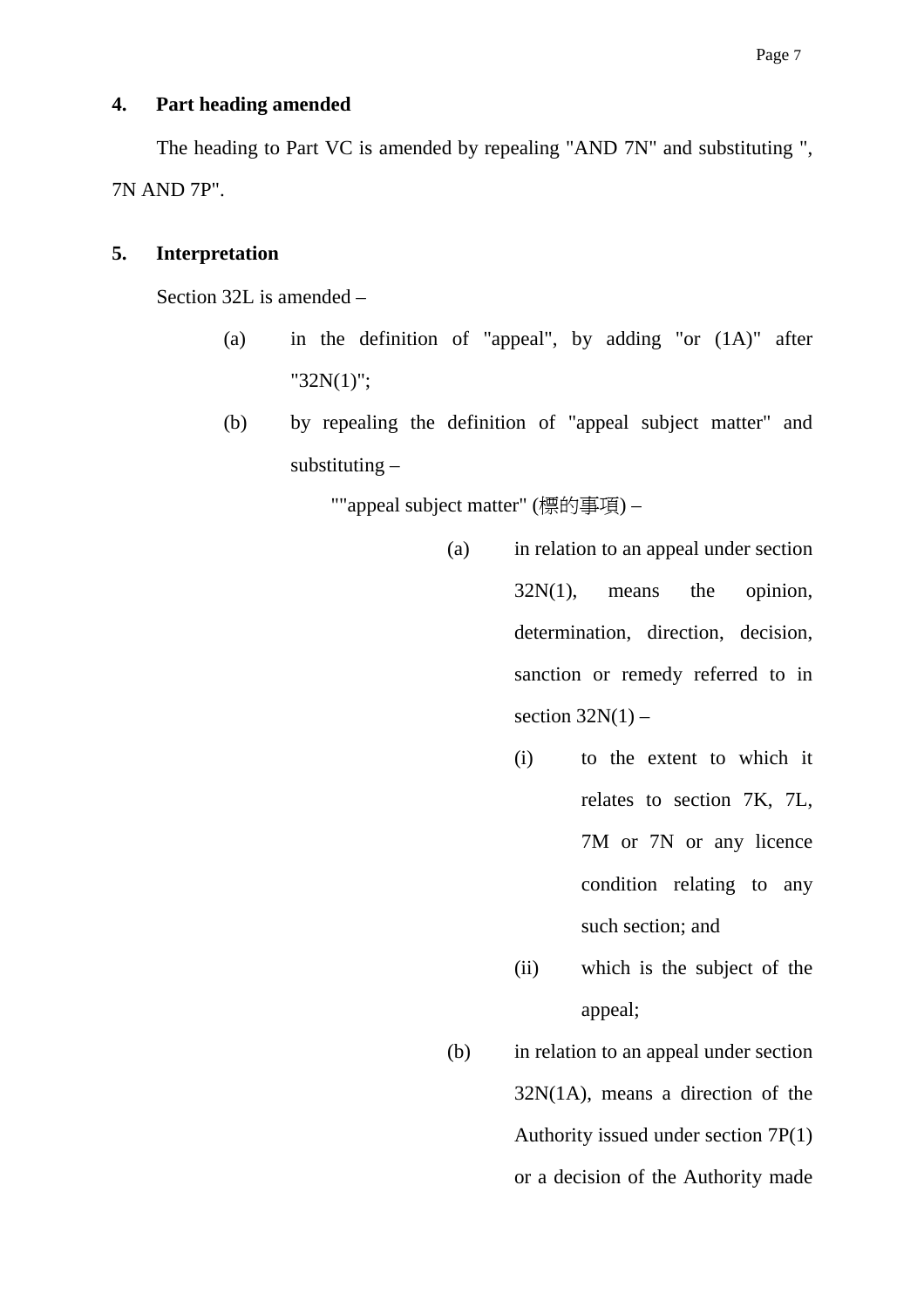**4. Part heading amended**

The heading to Part VC is amended by repealing "AND 7N" and substituting ", 7N AND 7P".

**5. Interpretation**

Section 32L is amended –

- (a) in the definition of "appeal", by adding "or (1A)" after "32N(1)";
- (b) by repealing the definition of "appeal subject matter" and substituting –

  ""appeal subject matter" (標的事項) –

  - (a) in relation to an appeal under section 32N(1), means the opinion, determination, direction, decision, sanction or remedy referred to in section 32N(1) –
    - (i) to the extent to which it relates to section 7K, 7L, 7M or 7N or any licence condition relating to any such section; and
    - (ii) which is the subject of the appeal;
  - (b) in relation to an appeal under section 32N(1A), means a direction of the Authority issued under section 7P(1) or a decision of the Authority made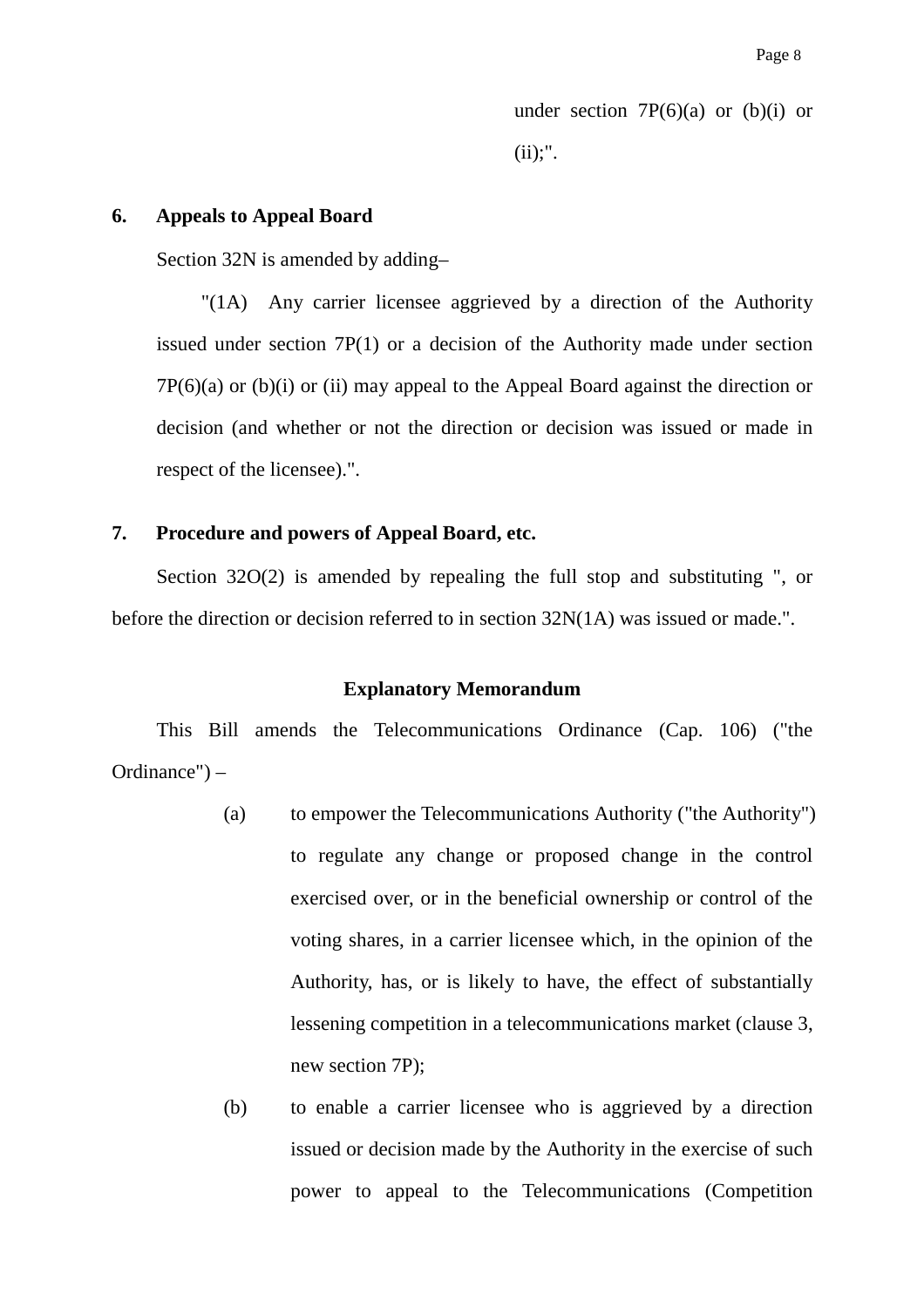under section 7P(6)(a) or (b)(i) or (ii);".

**6. Appeals to Appeal Board**

Section 32N is amended by adding–

"(1A) Any carrier licensee aggrieved by a direction of the Authority issued under section 7P(1) or a decision of the Authority made under section 7P(6)(a) or (b)(i) or (ii) may appeal to the Appeal Board against the direction or decision (and whether or not the direction or decision was issued or made in respect of the licensee).".

**7. Procedure and powers of Appeal Board, etc.**

Section 32O(2) is amended by repealing the full stop and substituting ", or before the direction or decision referred to in section 32N(1A) was issued or made.".

**Explanatory Memorandum**

This Bill amends the Telecommunications Ordinance (Cap. 106) ("the Ordinance") –

(a) to empower the Telecommunications Authority ("the Authority") to regulate any change or proposed change in the control exercised over, or in the beneficial ownership or control of the voting shares, in a carrier licensee which, in the opinion of the Authority, has, or is likely to have, the effect of substantially lessening competition in a telecommunications market (clause 3, new section 7P);

(b) to enable a carrier licensee who is aggrieved by a direction issued or decision made by the Authority in the exercise of such power to appeal to the Telecommunications (Competition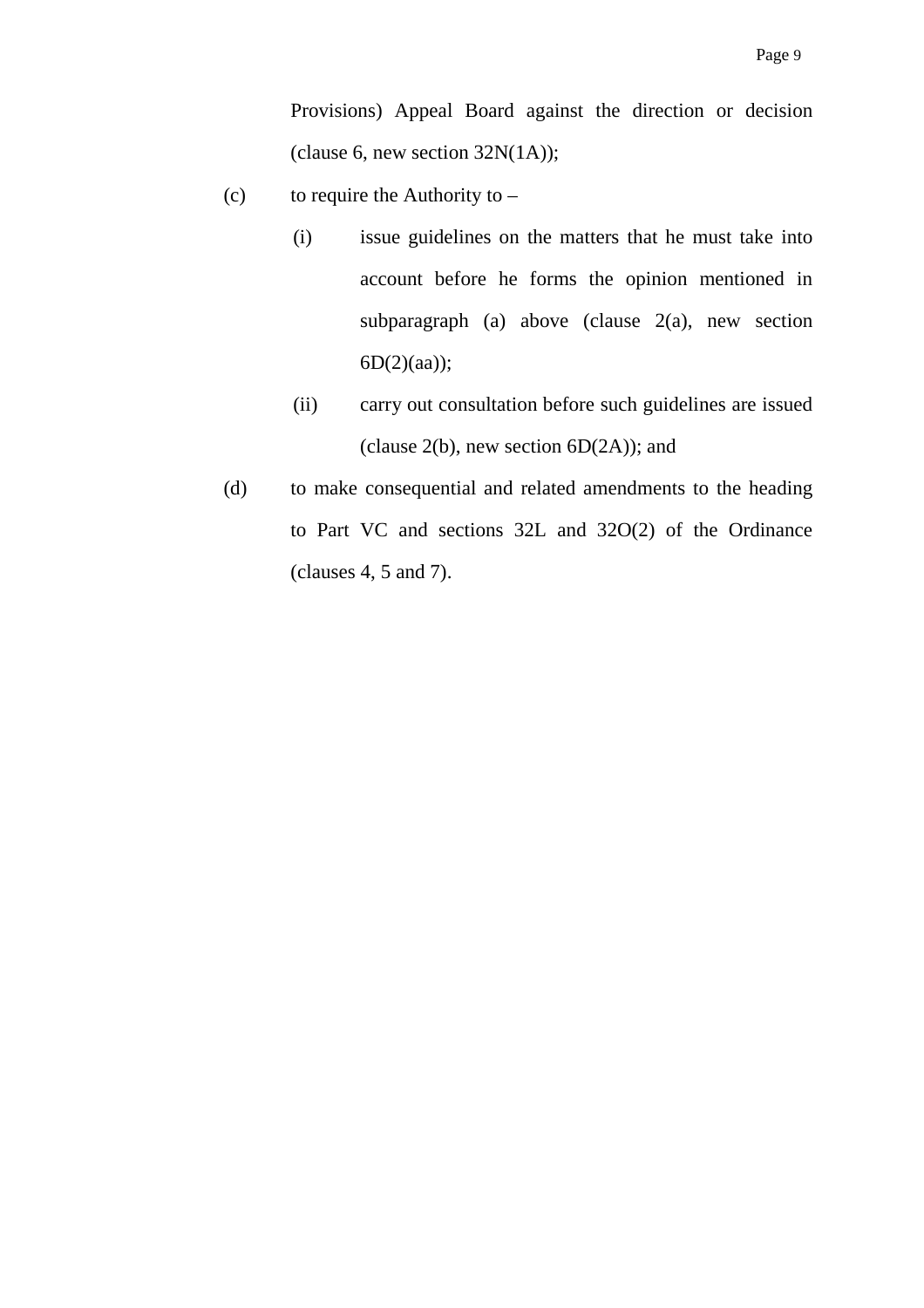Provisions) Appeal Board against the direction or decision (clause 6, new section 32N(1A));

(c) to require the Authority to –

  (i) issue guidelines on the matters that he must take into account before he forms the opinion mentioned in subparagraph (a) above (clause 2(a), new section 6D(2)(aa));

  (ii) carry out consultation before such guidelines are issued (clause 2(b), new section 6D(2A)); and

(d) to make consequential and related amendments to the heading to Part VC and sections 32L and 32O(2) of the Ordinance (clauses 4, 5 and 7).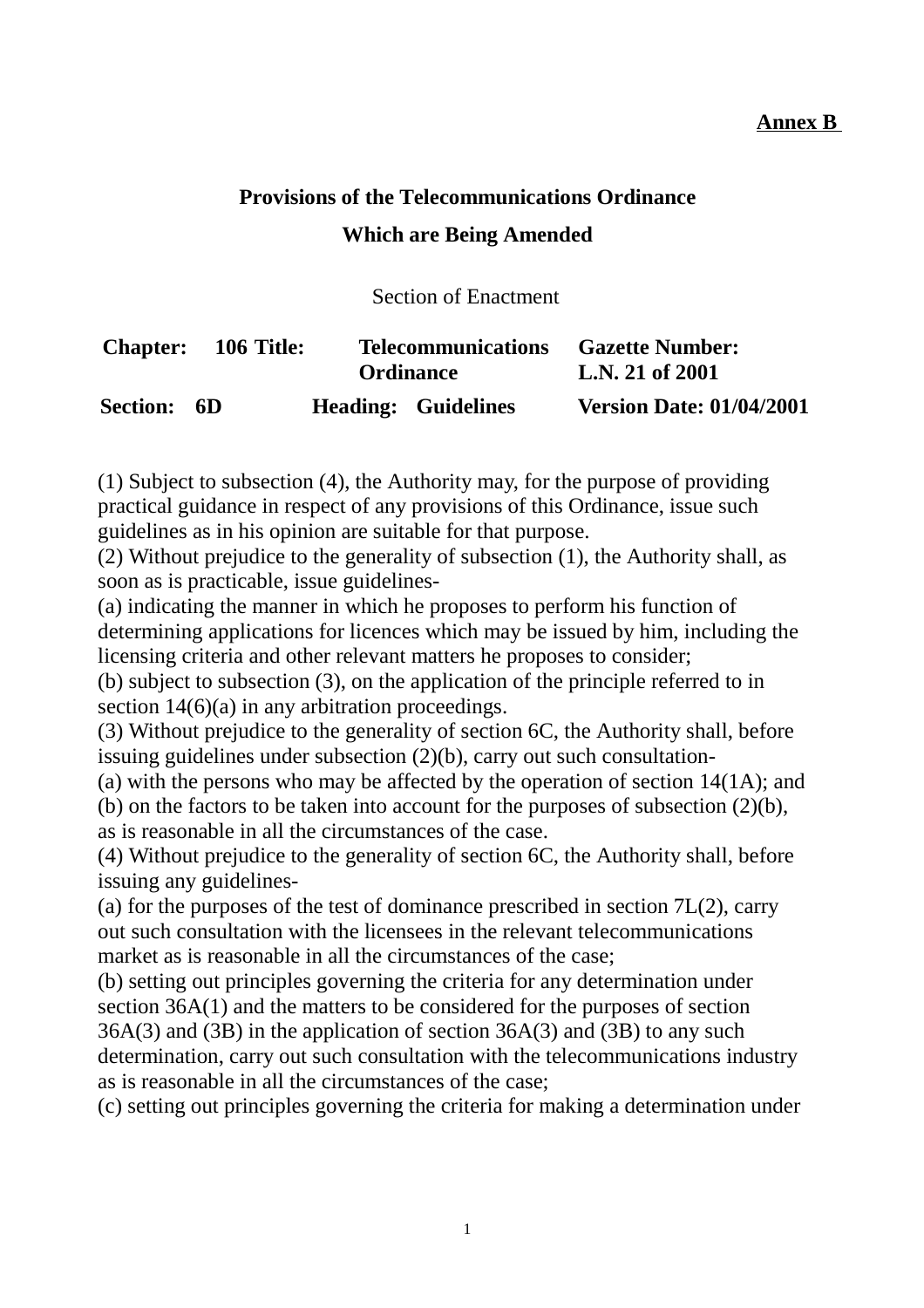**Annex B**

## Provisions of the Telecommunications Ordinance

## Which are Being Amended

Section of Enactment

| **Chapter:** | **106 Title:** | **Telecommunications Ordinance** | **Gazette Number: L.N. 21 of 2001** |
|---|---|---|---|
| **Section:** | **6D** | **Heading: Guidelines** | **Version Date: 01/04/2001** |

(1) Subject to subsection (4), the Authority may, for the purpose of providing practical guidance in respect of any provisions of this Ordinance, issue such guidelines as in his opinion are suitable for that purpose.
(2) Without prejudice to the generality of subsection (1), the Authority shall, as soon as is practicable, issue guidelines-
(a) indicating the manner in which he proposes to perform his function of determining applications for licences which may be issued by him, including the licensing criteria and other relevant matters he proposes to consider;
(b) subject to subsection (3), on the application of the principle referred to in section 14(6)(a) in any arbitration proceedings.
(3) Without prejudice to the generality of section 6C, the Authority shall, before issuing guidelines under subsection (2)(b), carry out such consultation-
(a) with the persons who may be affected by the operation of section 14(1A); and
(b) on the factors to be taken into account for the purposes of subsection (2)(b), as is reasonable in all the circumstances of the case.
(4) Without prejudice to the generality of section 6C, the Authority shall, before issuing any guidelines-
(a) for the purposes of the test of dominance prescribed in section 7L(2), carry out such consultation with the licensees in the relevant telecommunications market as is reasonable in all the circumstances of the case;
(b) setting out principles governing the criteria for any determination under section 36A(1) and the matters to be considered for the purposes of section 36A(3) and (3B) in the application of section 36A(3) and (3B) to any such determination, carry out such consultation with the telecommunications industry as is reasonable in all the circumstances of the case;
(c) setting out principles governing the criteria for making a determination under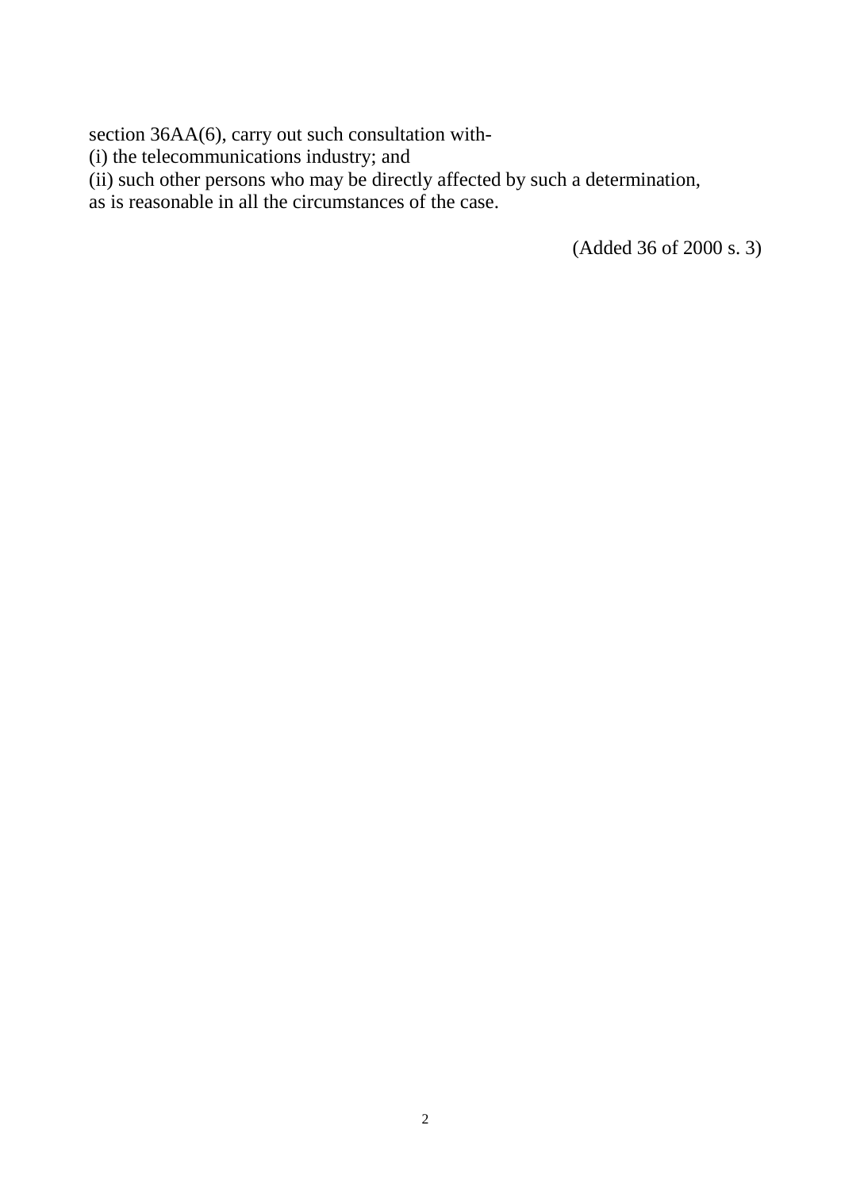section 36AA(6), carry out such consultation with-

(i) the telecommunications industry; and

(ii) such other persons who may be directly affected by such a determination,

as is reasonable in all the circumstances of the case.

(Added 36 of 2000 s. 3)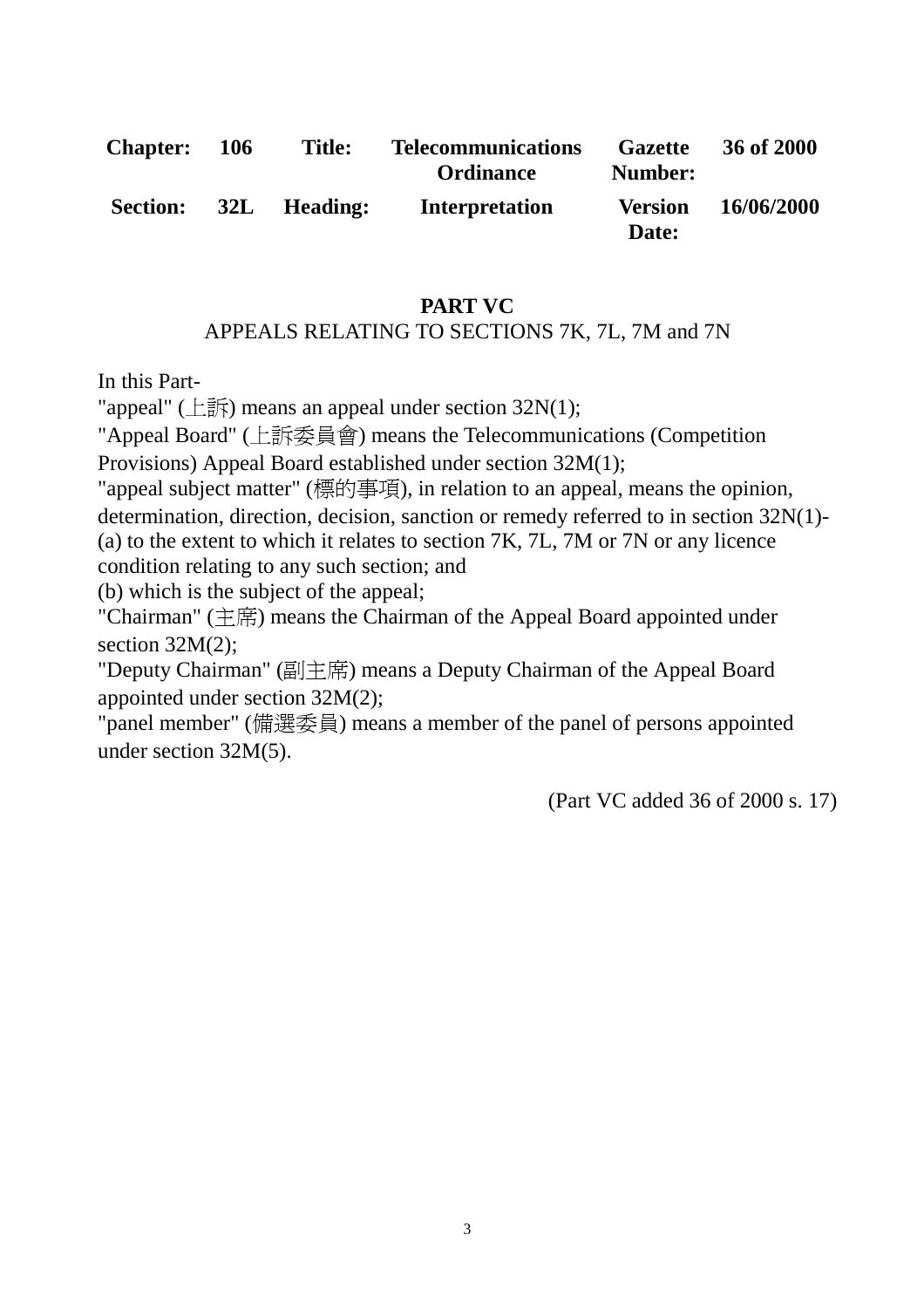| Chapter: | 106 | Title: | Telecommunications Ordinance | Gazette Number: | 36 of 2000 |
| --- | --- | --- | --- | --- | --- |
| Section: | 32L | Heading: | Interpretation | Version Date: | 16/06/2000 |

**PART VC**

APPEALS RELATING TO SECTIONS 7K, 7L, 7M and 7N

In this Part-

"appeal" (上訴) means an appeal under section 32N(1);

"Appeal Board" (上訴委員會) means the Telecommunications (Competition Provisions) Appeal Board established under section 32M(1);

"appeal subject matter" (標的事項), in relation to an appeal, means the opinion, determination, direction, decision, sanction or remedy referred to in section 32N(1)-

(a) to the extent to which it relates to section 7K, 7L, 7M or 7N or any licence condition relating to any such section; and

(b) which is the subject of the appeal;

"Chairman" (主席) means the Chairman of the Appeal Board appointed under section 32M(2);

"Deputy Chairman" (副主席) means a Deputy Chairman of the Appeal Board appointed under section 32M(2);

"panel member" (備選委員) means a member of the panel of persons appointed under section 32M(5).

(Part VC added 36 of 2000 s. 17)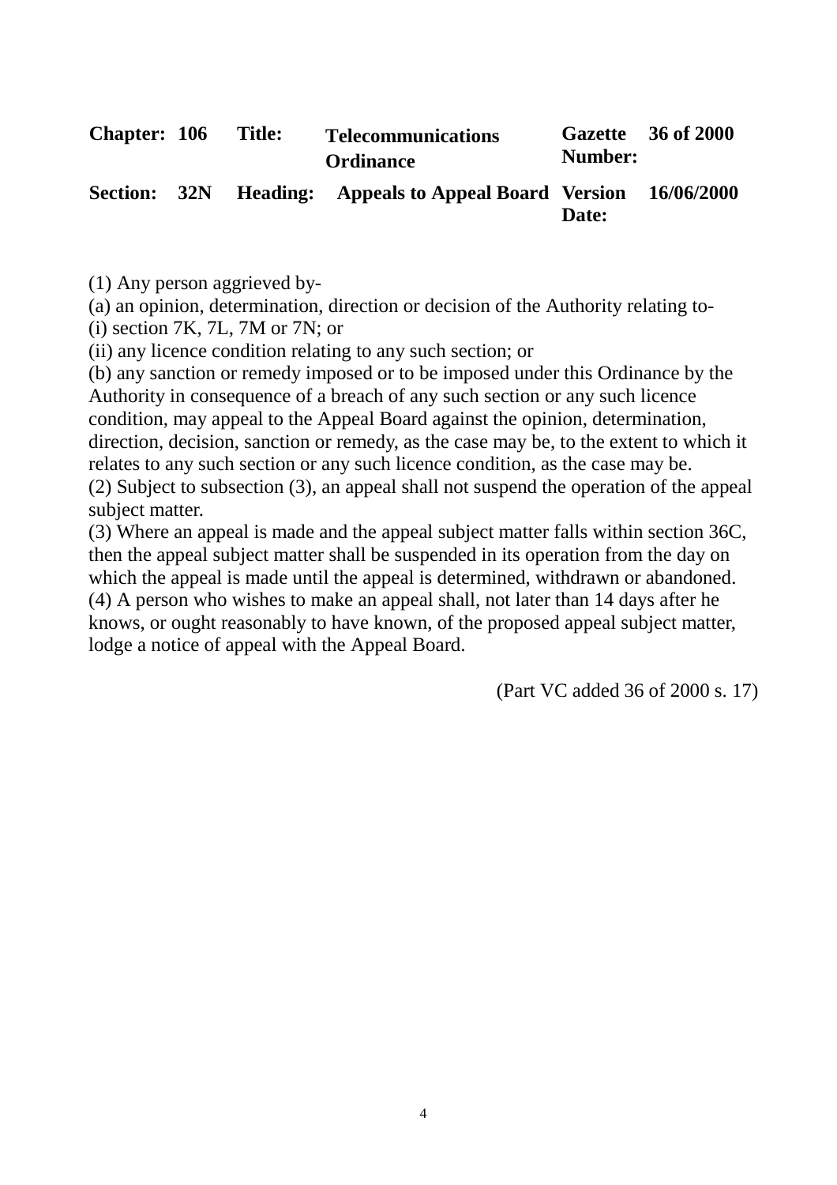| Chapter: | 106 | Title: | Telecommunications Ordinance | Gazette Number: | 36 of 2000 |
|---|---|---|---|---|---|
| Section: | 32N | Heading: | Appeals to Appeal Board | Version Date: | 16/06/2000 |

(1) Any person aggrieved by-

(a) an opinion, determination, direction or decision of the Authority relating to-

(i) section 7K, 7L, 7M or 7N; or

(ii) any licence condition relating to any such section; or

(b) any sanction or remedy imposed or to be imposed under this Ordinance by the Authority in consequence of a breach of any such section or any such licence condition, may appeal to the Appeal Board against the opinion, determination, direction, decision, sanction or remedy, as the case may be, to the extent to which it relates to any such section or any such licence condition, as the case may be.

(2) Subject to subsection (3), an appeal shall not suspend the operation of the appeal subject matter.

(3) Where an appeal is made and the appeal subject matter falls within section 36C, then the appeal subject matter shall be suspended in its operation from the day on which the appeal is made until the appeal is determined, withdrawn or abandoned.

(4) A person who wishes to make an appeal shall, not later than 14 days after he knows, or ought reasonably to have known, of the proposed appeal subject matter, lodge a notice of appeal with the Appeal Board.

(Part VC added 36 of 2000 s. 17)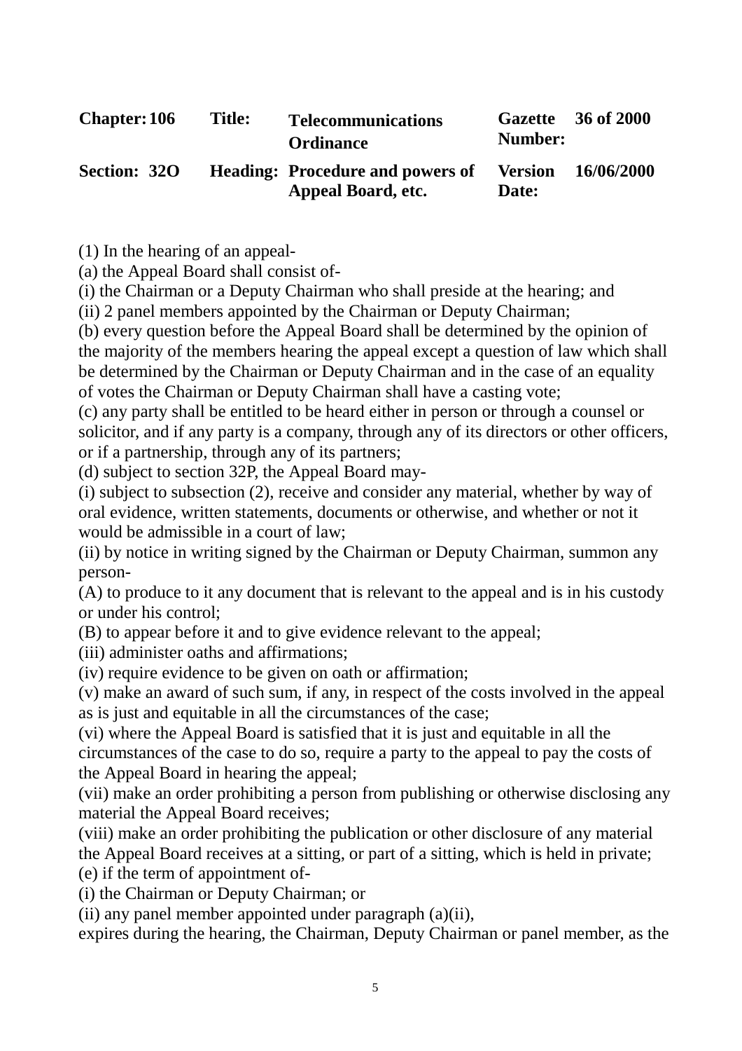| Chapter: | 106 | Title: | Telecommunications Ordinance | Gazette Number: | 36 of 2000 |
|---|---|---|---|---|---|
| Section: | 32O | Heading: | Procedure and powers of Appeal Board, etc. | Version Date: | 16/06/2000 |

(1) In the hearing of an appeal-

(a) the Appeal Board shall consist of-

(i) the Chairman or a Deputy Chairman who shall preside at the hearing; and

(ii) 2 panel members appointed by the Chairman or Deputy Chairman;

(b) every question before the Appeal Board shall be determined by the opinion of the majority of the members hearing the appeal except a question of law which shall be determined by the Chairman or Deputy Chairman and in the case of an equality of votes the Chairman or Deputy Chairman shall have a casting vote;

(c) any party shall be entitled to be heard either in person or through a counsel or solicitor, and if any party is a company, through any of its directors or other officers, or if a partnership, through any of its partners;

(d) subject to section 32P, the Appeal Board may-

(i) subject to subsection (2), receive and consider any material, whether by way of oral evidence, written statements, documents or otherwise, and whether or not it would be admissible in a court of law;

(ii) by notice in writing signed by the Chairman or Deputy Chairman, summon any person-

(A) to produce to it any document that is relevant to the appeal and is in his custody or under his control;

(B) to appear before it and to give evidence relevant to the appeal;

(iii) administer oaths and affirmations;

(iv) require evidence to be given on oath or affirmation;

(v) make an award of such sum, if any, in respect of the costs involved in the appeal as is just and equitable in all the circumstances of the case;

(vi) where the Appeal Board is satisfied that it is just and equitable in all the circumstances of the case to do so, require a party to the appeal to pay the costs of the Appeal Board in hearing the appeal;

(vii) make an order prohibiting a person from publishing or otherwise disclosing any material the Appeal Board receives;

(viii) make an order prohibiting the publication or other disclosure of any material the Appeal Board receives at a sitting, or part of a sitting, which is held in private;

(e) if the term of appointment of-

(i) the Chairman or Deputy Chairman; or

(ii) any panel member appointed under paragraph (a)(ii),

expires during the hearing, the Chairman, Deputy Chairman or panel member, as the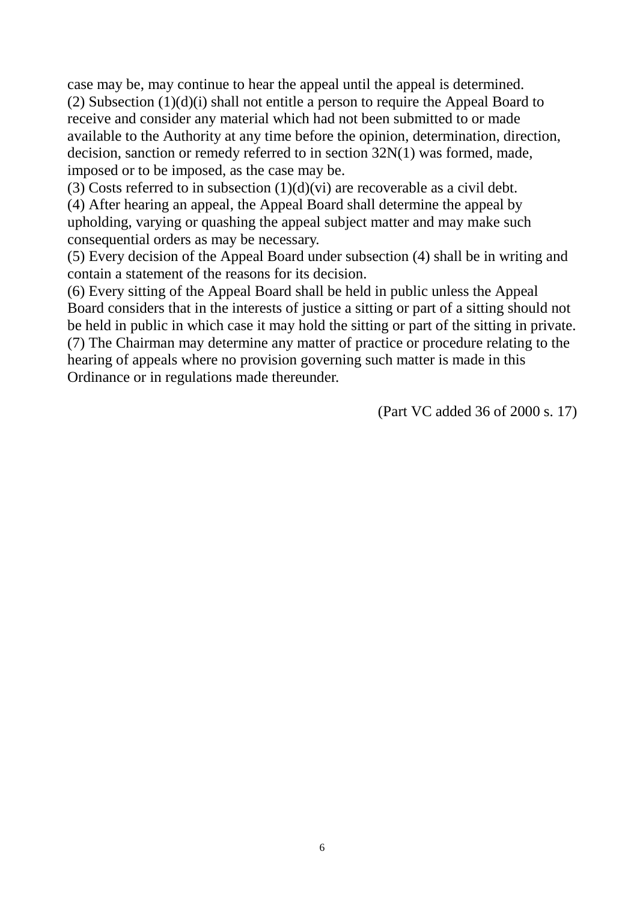case may be, may continue to hear the appeal until the appeal is determined.
(2) Subsection (1)(d)(i) shall not entitle a person to require the Appeal Board to receive and consider any material which had not been submitted to or made available to the Authority at any time before the opinion, determination, direction, decision, sanction or remedy referred to in section 32N(1) was formed, made, imposed or to be imposed, as the case may be.
(3) Costs referred to in subsection (1)(d)(vi) are recoverable as a civil debt.
(4) After hearing an appeal, the Appeal Board shall determine the appeal by upholding, varying or quashing the appeal subject matter and may make such consequential orders as may be necessary.
(5) Every decision of the Appeal Board under subsection (4) shall be in writing and contain a statement of the reasons for its decision.
(6) Every sitting of the Appeal Board shall be held in public unless the Appeal Board considers that in the interests of justice a sitting or part of a sitting should not be held in public in which case it may hold the sitting or part of the sitting in private.
(7) The Chairman may determine any matter of practice or procedure relating to the hearing of appeals where no provision governing such matter is made in this Ordinance or in regulations made thereunder.

(Part VC added 36 of 2000 s. 17)